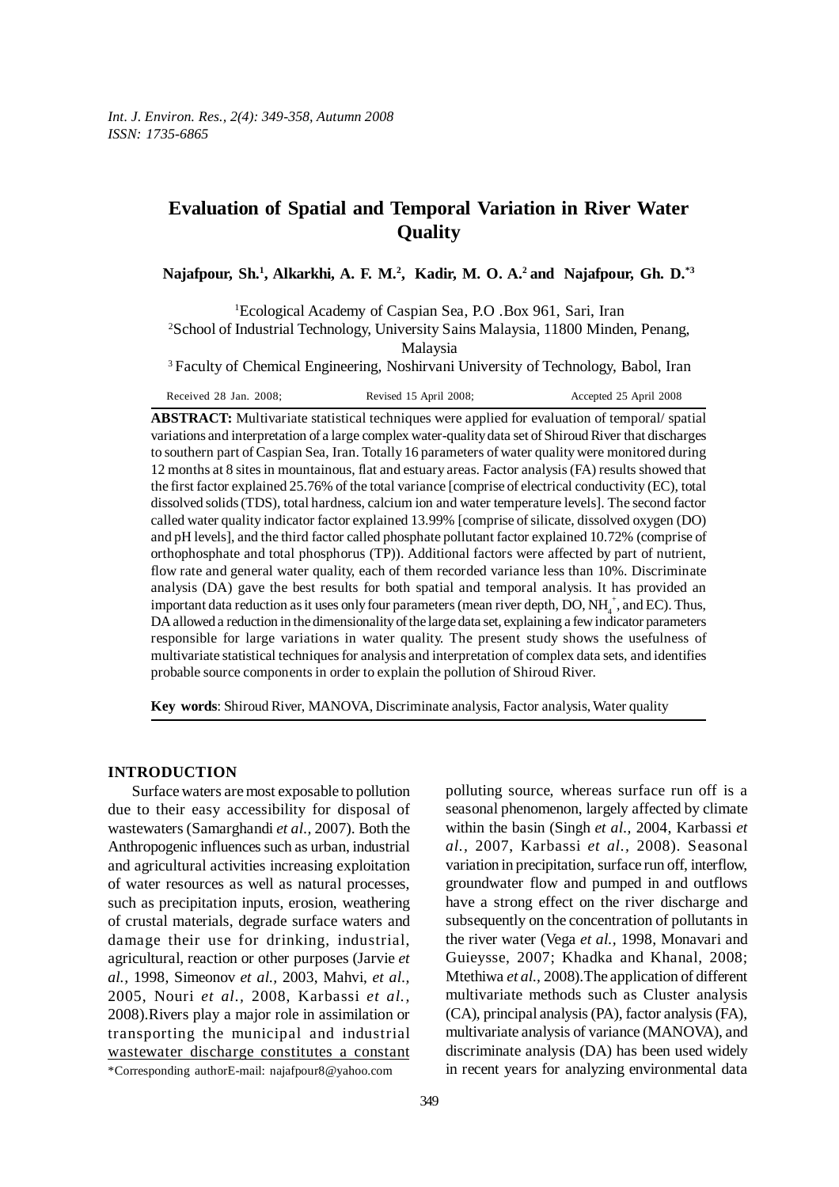# Evaluation of Spatial and Temporal Variation in River Water Quality

**Najafpour, Sh.[1], Alkarkhi, A. F. M.[2], Kadir, M. O. A.[2] and Najafpour, Gh. D.[*3]**

[1]Ecological Academy of Caspian Sea, P.O .Box 961, Sari, Iran

[2]School of Industrial Technology, University Sains Malaysia, 11800 Minden, Penang, Malaysia

[3] Faculty of Chemical Engineering, Noshirvani University of Technology, Babol, Iran

Received 28 Jan. 2008; Revised 15 April 2008; Accepted 25 April 2008

**ABSTRACT:** Multivariate statistical techniques were applied for evaluation of temporal/ spatial variations and interpretation of a large complex water-quality data set of Shiroud River that discharges to southern part of Caspian Sea, Iran. Totally 16 parameters of water quality were monitored during 12 months at 8 sites in mountainous, flat and estuary areas. Factor analysis (FA) results showed that the first factor explained 25.76% of the total variance [comprise of electrical conductivity (EC), total dissolved solids (TDS), total hardness, calcium ion and water temperature levels]. The second factor called water quality indicator factor explained 13.99% [comprise of silicate, dissolved oxygen (DO) and pH levels], and the third factor called phosphate pollutant factor explained 10.72% (comprise of orthophosphate and total phosphorus (TP)). Additional factors were affected by part of nutrient, flow rate and general water quality, each of them recorded variance less than 10%. Discriminate analysis (DA) gave the best results for both spatial and temporal analysis. It has provided an important data reduction as it uses only four parameters (mean river depth, DO, $NH_4^+$, and EC). Thus, DA allowed a reduction in the dimensionality of the large data set, explaining a few indicator parameters responsible for large variations in water quality. The present study shows the usefulness of multivariate statistical techniques for analysis and interpretation of complex data sets, and identifies probable source components in order to explain the pollution of Shiroud River.

**Key words**: Shiroud River, MANOVA, Discriminate analysis, Factor analysis, Water quality

## INTRODUCTION

Surface waters are most exposable to pollution due to their easy accessibility for disposal of wastewaters (Samarghandi *et al.,* 2007). Both the Anthropogenic influences such as urban, industrial and agricultural activities increasing exploitation of water resources as well as natural processes, such as precipitation inputs, erosion, weathering of crustal materials, degrade surface waters and damage their use for drinking, industrial, agricultural, reaction or other purposes (Jarvie *et al.,* 1998, Simeonov *et al.,* 2003, Mahvi, *et al.,* 2005, Nouri *et al.*, 2008, Karbassi *et al.,* 2008).Rivers play a major role in assimilation or transporting the municipal and industrial wastewater discharge constitutes a constant polluting source, whereas surface run off is a seasonal phenomenon, largely affected by climate within the basin (Singh *et al.,* 2004, Karbassi *et al.*, 2007, Karbassi *et al.*, 2008). Seasonal variation in precipitation, surface run off, interflow, groundwater flow and pumped in and outflows have a strong effect on the river discharge and subsequently on the concentration of pollutants in the river water (Vega *et al.,* 1998, Monavari and Guieysse, 2007; Khadka and Khanal, 2008; Mtethiwa *et al.,* 2008).The application of different multivariate methods such as Cluster analysis (CA), principal analysis (PA), factor analysis (FA), multivariate analysis of variance (MANOVA), and discriminate analysis (DA) has been used widely in recent years for analyzing environmental data

*Corresponding authorE-mail: najafpour8@yahoo.com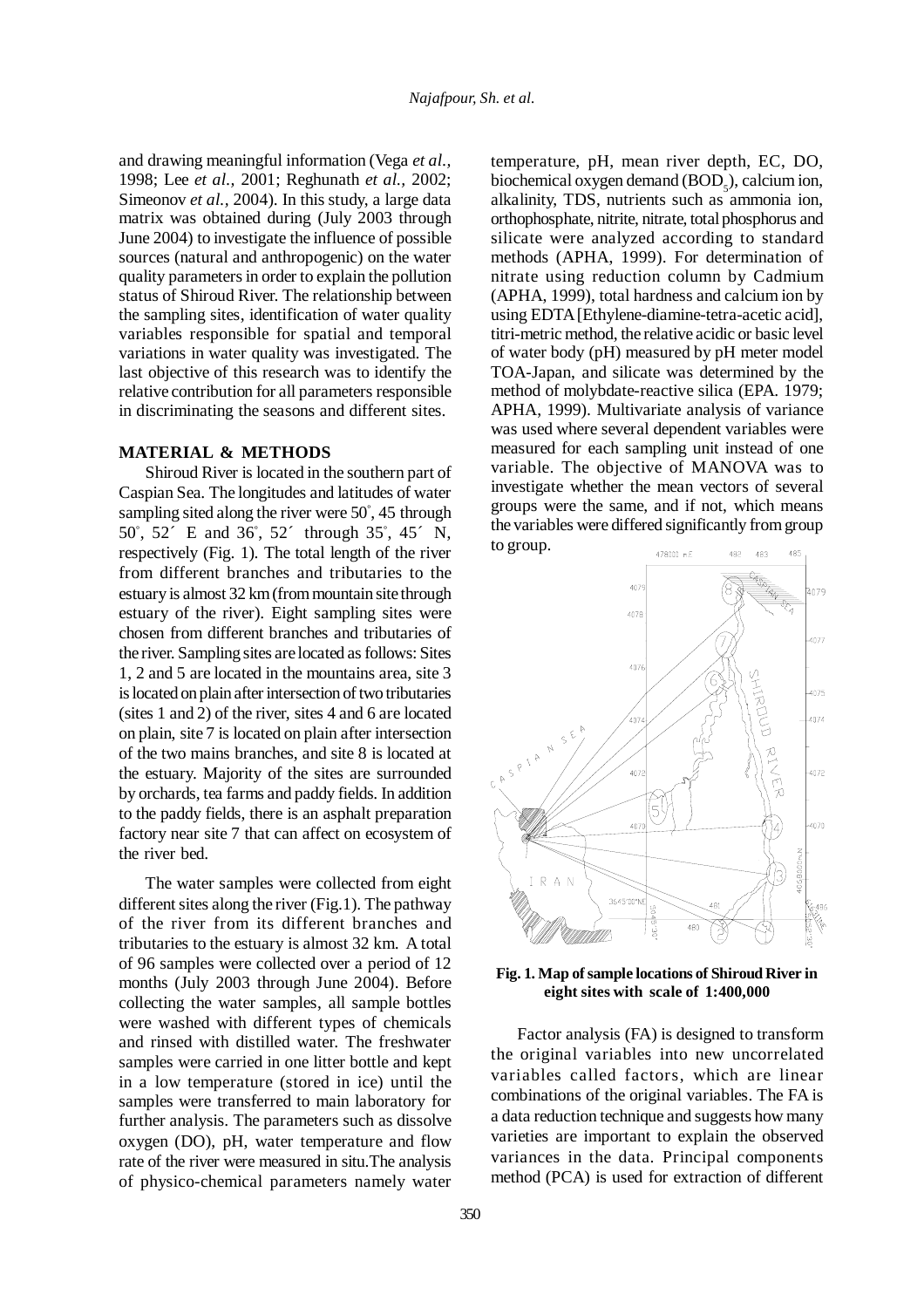and drawing meaningful information (Vega *et al.*, 1998; Lee *et al.*, 2001; Reghunath *et al.*, 2002; Simeonov *et al.*, 2004). In this study, a large data matrix was obtained during (July 2003 through June 2004) to investigate the influence of possible sources (natural and anthropogenic) on the water quality parameters in order to explain the pollution status of Shiroud River. The relationship between the sampling sites, identification of water quality variables responsible for spatial and temporal variations in water quality was investigated. The last objective of this research was to identify the relative contribution for all parameters responsible in discriminating the seasons and different sites.

## MATERIAL & METHODS

Shiroud River is located in the southern part of Caspian Sea. The longitudes and latitudes of water sampling sited along the river were 50˚, 45 through 50˚, 52´ E and 36˚, 52´ through 35˚, 45´ N, respectively (Fig. 1). The total length of the river from different branches and tributaries to the estuary is almost 32 km (from mountain site through estuary of the river). Eight sampling sites were chosen from different branches and tributaries of the river. Sampling sites are located as follows: Sites 1, 2 and 5 are located in the mountains area, site 3 is located on plain after intersection of two tributaries (sites 1 and 2) of the river, sites 4 and 6 are located on plain, site 7 is located on plain after intersection of the two mains branches, and site 8 is located at the estuary. Majority of the sites are surrounded by orchards, tea farms and paddy fields. In addition to the paddy fields, there is an asphalt preparation factory near site 7 that can affect on ecosystem of the river bed.

The water samples were collected from eight different sites along the river (Fig.1). The pathway of the river from its different branches and tributaries to the estuary is almost 32 km. A total of 96 samples were collected over a period of 12 months (July 2003 through June 2004). Before collecting the water samples, all sample bottles were washed with different types of chemicals and rinsed with distilled water. The freshwater samples were carried in one litter bottle and kept in a low temperature (stored in ice) until the samples were transferred to main laboratory for further analysis. The parameters such as dissolve oxygen (DO), pH, water temperature and flow rate of the river were measured in situ.The analysis of physico-chemical parameters namely water temperature, pH, mean river depth, EC, DO, biochemical oxygen demand ($BOD_5$), calcium ion, alkalinity, TDS, nutrients such as ammonia ion, orthophosphate, nitrite, nitrate, total phosphorus and silicate were analyzed according to standard methods (APHA, 1999). For determination of nitrate using reduction column by Cadmium (APHA, 1999), total hardness and calcium ion by using EDTA [Ethylene-diamine-tetra-acetic acid], titri-metric method, the relative acidic or basic level of water body (pH) measured by pH meter model TOA-Japan, and silicate was determined by the method of molybdate-reactive silica (EPA. 1979; APHA, 1999). Multivariate analysis of variance was used where several dependent variables were measured for each sampling unit instead of one variable. The objective of MANOVA was to investigate whether the mean vectors of several groups were the same, and if not, which means the variables were differed significantly from group to group.

**Fig. 1. Map of sample locations of Shiroud River in eight sites with scale of 1:400,000**

Factor analysis (FA) is designed to transform the original variables into new uncorrelated variables called factors, which are linear combinations of the original variables. The FA is a data reduction technique and suggests how many varieties are important to explain the observed variances in the data. Principal components method (PCA) is used for extraction of different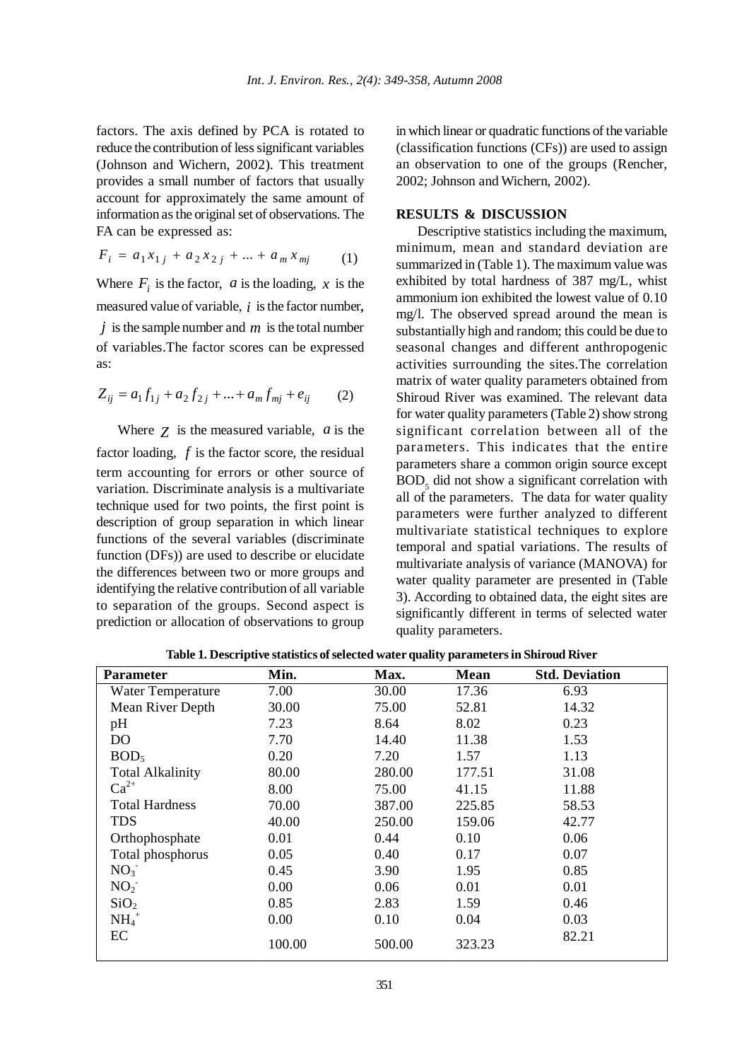factors. The axis defined by PCA is rotated to reduce the contribution of less significant variables (Johnson and Wichern, 2002). This treatment provides a small number of factors that usually account for approximately the same amount of information as the original set of observations. The FA can be expressed as:

$$F_i = a_1 x_{1j} + a_2 x_{2j} + ... + a_m x_{mj} \qquad (1)$$

Where $F_i$ is the factor, $a$ is the loading, $x$ is the measured value of variable, $i$ is the factor number, $j$ is the sample number and $m$ is the total number of variables.The factor scores can be expressed as:

$$Z_{ij} = a_1 f_{1j} + a_2 f_{2j} + ... + a_m f_{mj} + e_{ij} \qquad (2)$$

Where $Z$ is the measured variable, $a$ is the factor loading, $f$ is the factor score, the residual term accounting for errors or other source of variation. Discriminate analysis is a multivariate technique used for two points, the first point is description of group separation in which linear functions of the several variables (discriminate function (DFs)) are used to describe or elucidate the differences between two or more groups and identifying the relative contribution of all variable to separation of the groups. Second aspect is prediction or allocation of observations to group in which linear or quadratic functions of the variable (classification functions (CFs)) are used to assign an observation to one of the groups (Rencher, 2002; Johnson and Wichern, 2002).

## RESULTS & DISCUSSION

Descriptive statistics including the maximum, minimum, mean and standard deviation are summarized in (Table 1). The maximum value was exhibited by total hardness of 387 mg/L, whist ammonium ion exhibited the lowest value of 0.10 mg/l. The observed spread around the mean is substantially high and random; this could be due to seasonal changes and different anthropogenic activities surrounding the sites.The correlation matrix of water quality parameters obtained from Shiroud River was examined. The relevant data for water quality parameters (Table 2) show strong significant correlation between all of the parameters. This indicates that the entire parameters share a common origin source except $BOD_5$ did not show a significant correlation with all of the parameters. The data for water quality parameters were further analyzed to different multivariate statistical techniques to explore temporal and spatial variations. The results of multivariate analysis of variance (MANOVA) for water quality parameter are presented in (Table 3). According to obtained data, the eight sites are significantly different in terms of selected water quality parameters.

**Table 1. Descriptive statistics of selected water quality parameters in Shiroud River**

| Parameter | Min. | Max. | Mean | Std. Deviation |
|---|---|---|---|---|
| Water Temperature | 7.00 | 30.00 | 17.36 | 6.93 |
| Mean River Depth | 30.00 | 75.00 | 52.81 | 14.32 |
| pH | 7.23 | 8.64 | 8.02 | 0.23 |
| DO | 7.70 | 14.40 | 11.38 | 1.53 |
| $BOD_5$ | 0.20 | 7.20 | 1.57 | 1.13 |
| Total Alkalinity | 80.00 | 280.00 | 177.51 | 31.08 |
| $Ca^{2+}$ | 8.00 | 75.00 | 41.15 | 11.88 |
| Total Hardness | 70.00 | 387.00 | 225.85 | 58.53 |
| TDS | 40.00 | 250.00 | 159.06 | 42.77 |
| Orthophosphate | 0.01 | 0.44 | 0.10 | 0.06 |
| Total phosphorus | 0.05 | 0.40 | 0.17 | 0.07 |
| $NO_3^-$ | 0.45 | 3.90 | 1.95 | 0.85 |
| $NO_2^-$ | 0.00 | 0.06 | 0.01 | 0.01 |
| $SiO_2$ | 0.85 | 2.83 | 1.59 | 0.46 |
| $NH_4^+$ | 0.00 | 0.10 | 0.04 | 0.03 |
| EC | 100.00 | 500.00 | 323.23 | 82.21 |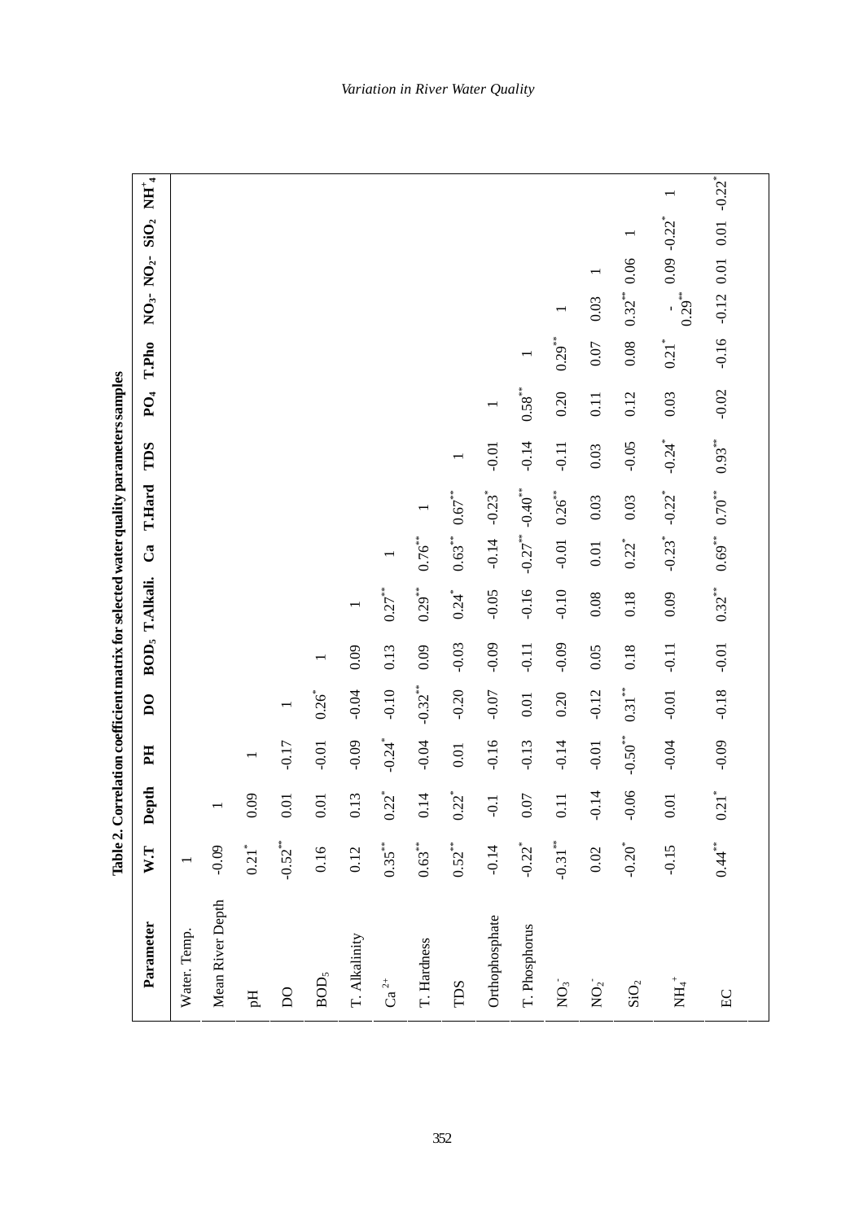**Table 2. Correlation coefficient matrix for selected water quality parameters samples**

| Parameter | W.T | Depth | PH | DO | $BOD_5$ | T.Alkali. | Ca | T.Hard | TDS | $PO_4$ | T.Pho | $NO_3$- | $NO_2$- | $SiO_2$ | $NH^+_4$ |
|---|---|---|---|---|---|---|---|---|---|---|---|---|---|---|---|
| Water. Temp. | 1 | | | | | | | | | | | | | | |
| Mean River Depth | -0.09 | 1 | | | | | | | | | | | | | |
| pH | 0.21$^{*}$ | 0.09 | 1 | | | | | | | | | | | | |
| DO | -0.52$^{**}$ | 0.01 | -0.17 | 1 | | | | | | | | | | | |
| $BOD_5$ | 0.16 | 0.01 | -0.01 | 0.26$^{*}$ | 1 | | | | | | | | | | |
| T. Alkalinity | 0.12 | 0.13 | -0.09 | -0.04 | 0.09 | 1 | | | | | | | | | |
| $Ca^{2+}$ | 0.35$^{**}$ | 0.22$^{*}$ | -0.24$^{*}$ | -0.10 | 0.13 | 0.27$^{**}$ | 1 | | | | | | | | |
| T. Hardness | 0.63$^{**}$ | 0.14 | -0.04 | -0.32$^{**}$ | 0.09 | 0.29$^{**}$ | 0.76$^{**}$ | 1 | | | | | | | |
| TDS | 0.52$^{**}$ | 0.22$^{*}$ | 0.01 | -0.20 | -0.03 | 0.24$^{*}$ | 0.63$^{**}$ | 0.67$^{**}$ | 1 | | | | | | |
| Orthophosphate | -0.14 | -0.1 | -0.16 | -0.07 | -0.09 | -0.05 | -0.14 | -0.23$^{*}$ | -0.01 | 1 | | | | | |
| T. Phosphorus | -0.22$^{*}$ | 0.07 | -0.13 | 0.01 | -0.11 | -0.16 | -0.27$^{**}$ | -0.40$^{**}$ | -0.14 | 0.58$^{**}$ | 1 | | | | |
| $NO_3^-$ | -0.31$^{**}$ | 0.11 | -0.14 | 0.20 | -0.09 | -0.10 | -0.01 | 0.26$^{**}$ | -0.11 | 0.20 | 0.29$^{**}$ | 1 | | | |
| $NO_2^-$ | 0.02 | -0.14 | -0.01 | -0.12 | 0.05 | 0.08 | 0.01 | 0.03 | 0.03 | 0.11 | 0.07 | 0.03 | 1 | | |
| $SiO_2$ | -0.20$^{*}$ | -0.06 | -0.50$^{**}$ | 0.31$^{**}$ | 0.18 | 0.18 | 0.22$^{*}$ | 0.03 | -0.05 | 0.12 | 0.08 | 0.32$^{**}$ | 0.06 | 1 | |
| $NH_4^+$ | -0.15 | 0.01 | -0.04 | -0.01 | -0.11 | 0.09 | -0.23$^{*}$ | -0.22$^{*}$ | -0.24$^{*}$ | 0.03 | 0.21$^{*}$ | -0.29$^{**}$ | 0.09 | -0.22$^{*}$ | 1 |
| EC | 0.44$^{**}$ | 0.21$^{*}$ | -0.09 | -0.18 | -0.01 | 0.32$^{**}$ | 0.69$^{**}$ | 0.70$^{**}$ | 0.93$^{**}$ | -0.02 | -0.16 | -0.12 | 0.01 | 0.01 | -0.22$^{*}$ |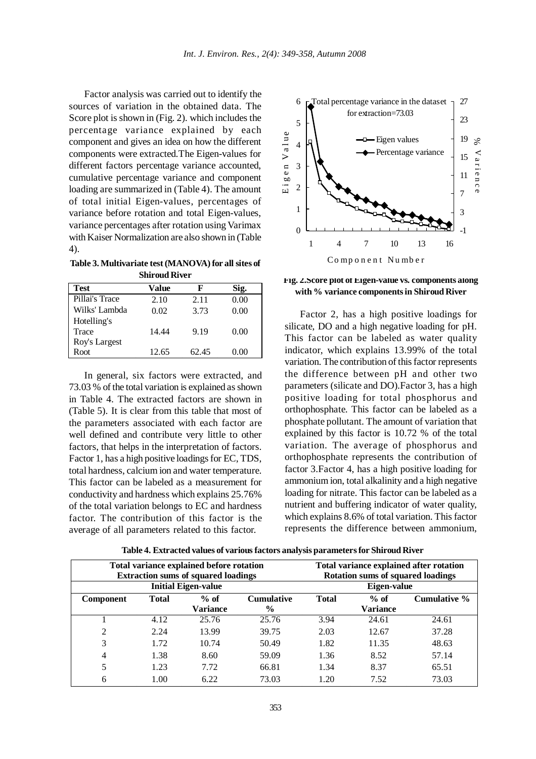Factor analysis was carried out to identify the sources of variation in the obtained data. The Score plot is shown in (Fig. 2). which includes the percentage variance explained by each component and gives an idea on how the different components were extracted.The Eigen-values for different factors percentage variance accounted, cumulative percentage variance and component loading are summarized in (Table 4). The amount of total initial Eigen-values, percentages of variance before rotation and total Eigen-values, variance percentages after rotation using Varimax with Kaiser Normalization are also shown in (Table 4).

**Table 3. Multivariate test (MANOVA) for all sites of Shiroud River**

| Test | Value | F | Sig. |
|---|---|---|---|
| Pillai's Trace | 2.10 | 2.11 | 0.00 |
| Wilks' Lambda | 0.02 | 3.73 | 0.00 |
| Hotelling's Trace | 14.44 | 9.19 | 0.00 |
| Roy's Largest Root | 12.65 | 62.45 | 0.00 |

In general, six factors were extracted, and 73.03 % of the total variation is explained as shown in Table 4. The extracted factors are shown in (Table 5). It is clear from this table that most of the parameters associated with each factor are well defined and contribute very little to other factors, that helps in the interpretation of factors. Factor 1, has a high positive loadings for EC, TDS, total hardness, calcium ion and water temperature. This factor can be labeled as a measurement for conductivity and hardness which explains 25.76% of the total variation belongs to EC and hardness factor. The contribution of this factor is the average of all parameters related to this factor.

**Fig. 2.Score plot of Eigen-value vs. components along with % variance components in Shiroud River**

Factor 2, has a high positive loadings for silicate, DO and a high negative loading for pH. This factor can be labeled as water quality indicator, which explains 13.99% of the total variation. The contribution of this factor represents the difference between pH and other two parameters (silicate and DO).Factor 3, has a high positive loading for total phosphorus and orthophosphate. This factor can be labeled as a phosphate pollutant. The amount of variation that explained by this factor is 10.72 % of the total variation. The average of phosphorus and orthophosphate represents the contribution of factor 3.Factor 4, has a high positive loading for ammonium ion, total alkalinity and a high negative loading for nitrate. This factor can be labeled as a nutrient and buffering indicator of water quality, which explains 8.6% of total variation. This factor represents the difference between ammonium,

**Table 4. Extracted values of various factors analysis parameters for Shiroud River**

| | Total variance explained before rotation Extraction sums of squared loadings | | | Total variance explained after rotation Rotation sums of squared loadings | | |
|---|---|---|---|---|---|---|
| | Initial Eigen-value | | | Eigen-value | | |
| Component | Total | % of Variance | Cumulative % | Total | % of Variance | Cumulative % |
| 1 | 4.12 | 25.76 | 25.76 | 3.94 | 24.61 | 24.61 |
| 2 | 2.24 | 13.99 | 39.75 | 2.03 | 12.67 | 37.28 |
| 3 | 1.72 | 10.74 | 50.49 | 1.82 | 11.35 | 48.63 |
| 4 | 1.38 | 8.60 | 59.09 | 1.36 | 8.52 | 57.14 |
| 5 | 1.23 | 7.72 | 66.81 | 1.34 | 8.37 | 65.51 |
| 6 | 1.00 | 6.22 | 73.03 | 1.20 | 7.52 | 73.03 |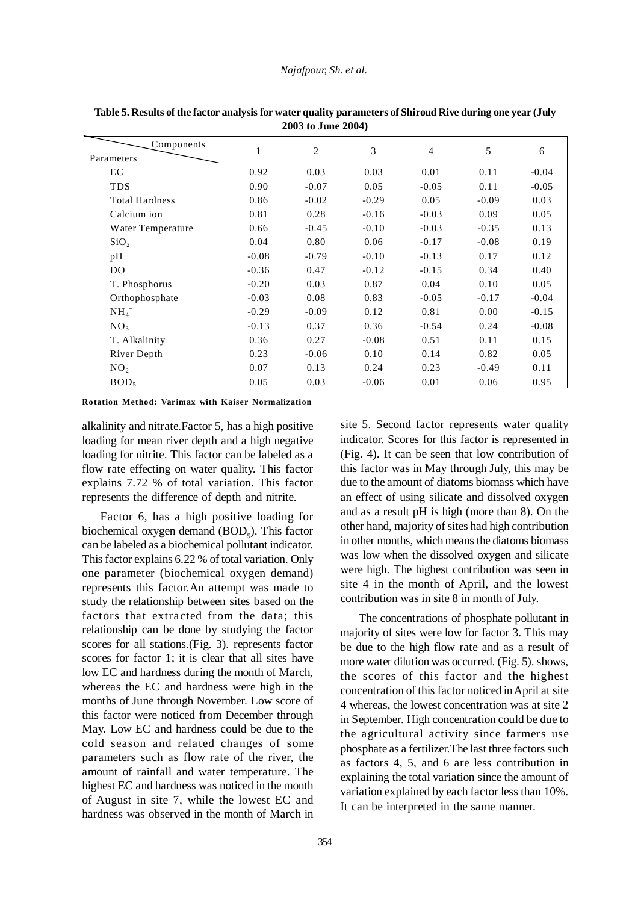**Table 5. Results of the factor analysis for water quality parameters of Shiroud Rive during one year (July 2003 to June 2004)**

| Components / Parameters | 1 | 2 | 3 | 4 | 5 | 6 |
|---|---|---|---|---|---|---|
| EC | 0.92 | 0.03 | 0.03 | 0.01 | 0.11 | -0.04 |
| TDS | 0.90 | -0.07 | 0.05 | -0.05 | 0.11 | -0.05 |
| Total Hardness | 0.86 | -0.02 | -0.29 | 0.05 | -0.09 | 0.03 |
| Calcium ion | 0.81 | 0.28 | -0.16 | -0.03 | 0.09 | 0.05 |
| Water Temperature | 0.66 | -0.45 | -0.10 | -0.03 | -0.35 | 0.13 |
| $SiO_2$ | 0.04 | 0.80 | 0.06 | -0.17 | -0.08 | 0.19 |
| pH | -0.08 | -0.79 | -0.10 | -0.13 | 0.17 | 0.12 |
| DO | -0.36 | 0.47 | -0.12 | -0.15 | 0.34 | 0.40 |
| T. Phosphorus | -0.20 | 0.03 | 0.87 | 0.04 | 0.10 | 0.05 |
| Orthophosphate | -0.03 | 0.08 | 0.83 | -0.05 | -0.17 | -0.04 |
| $NH_4^+$ | -0.29 | -0.09 | 0.12 | 0.81 | 0.00 | -0.15 |
| $NO_3^-$ | -0.13 | 0.37 | 0.36 | -0.54 | 0.24 | -0.08 |
| T. Alkalinity | 0.36 | 0.27 | -0.08 | 0.51 | 0.11 | 0.15 |
| River Depth | 0.23 | -0.06 | 0.10 | 0.14 | 0.82 | 0.05 |
| $NO_2$ | 0.07 | 0.13 | 0.24 | 0.23 | -0.49 | 0.11 |
| $BOD_5$ | 0.05 | 0.03 | -0.06 | 0.01 | 0.06 | 0.95 |

**Rotation Method: Varimax with Kaiser Normalization**

alkalinity and nitrate.Factor 5, has a high positive loading for mean river depth and a high negative loading for nitrite. This factor can be labeled as a flow rate effecting on water quality. This factor explains 7.72 % of total variation. This factor represents the difference of depth and nitrite.

Factor 6, has a high positive loading for biochemical oxygen demand ($BOD_5$). This factor can be labeled as a biochemical pollutant indicator. This factor explains 6.22 % of total variation. Only one parameter (biochemical oxygen demand) represents this factor.An attempt was made to study the relationship between sites based on the factors that extracted from the data; this relationship can be done by studying the factor scores for all stations.(Fig. 3). represents factor scores for factor 1; it is clear that all sites have low EC and hardness during the month of March, whereas the EC and hardness were high in the months of June through November. Low score of this factor were noticed from December through May. Low EC and hardness could be due to the cold season and related changes of some parameters such as flow rate of the river, the amount of rainfall and water temperature. The highest EC and hardness was noticed in the month of August in site 7, while the lowest EC and hardness was observed in the month of March in site 5. Second factor represents water quality indicator. Scores for this factor is represented in (Fig. 4). It can be seen that low contribution of this factor was in May through July, this may be due to the amount of diatoms biomass which have an effect of using silicate and dissolved oxygen and as a result pH is high (more than 8). On the other hand, majority of sites had high contribution in other months, which means the diatoms biomass was low when the dissolved oxygen and silicate were high. The highest contribution was seen in site 4 in the month of April, and the lowest contribution was in site 8 in month of July.

The concentrations of phosphate pollutant in majority of sites were low for factor 3. This may be due to the high flow rate and as a result of more water dilution was occurred. (Fig. 5). shows, the scores of this factor and the highest concentration of this factor noticed in April at site 4 whereas, the lowest concentration was at site 2 in September. High concentration could be due to the agricultural activity since farmers use phosphate as a fertilizer.The last three factors such as factors 4, 5, and 6 are less contribution in explaining the total variation since the amount of variation explained by each factor less than 10%. It can be interpreted in the same manner.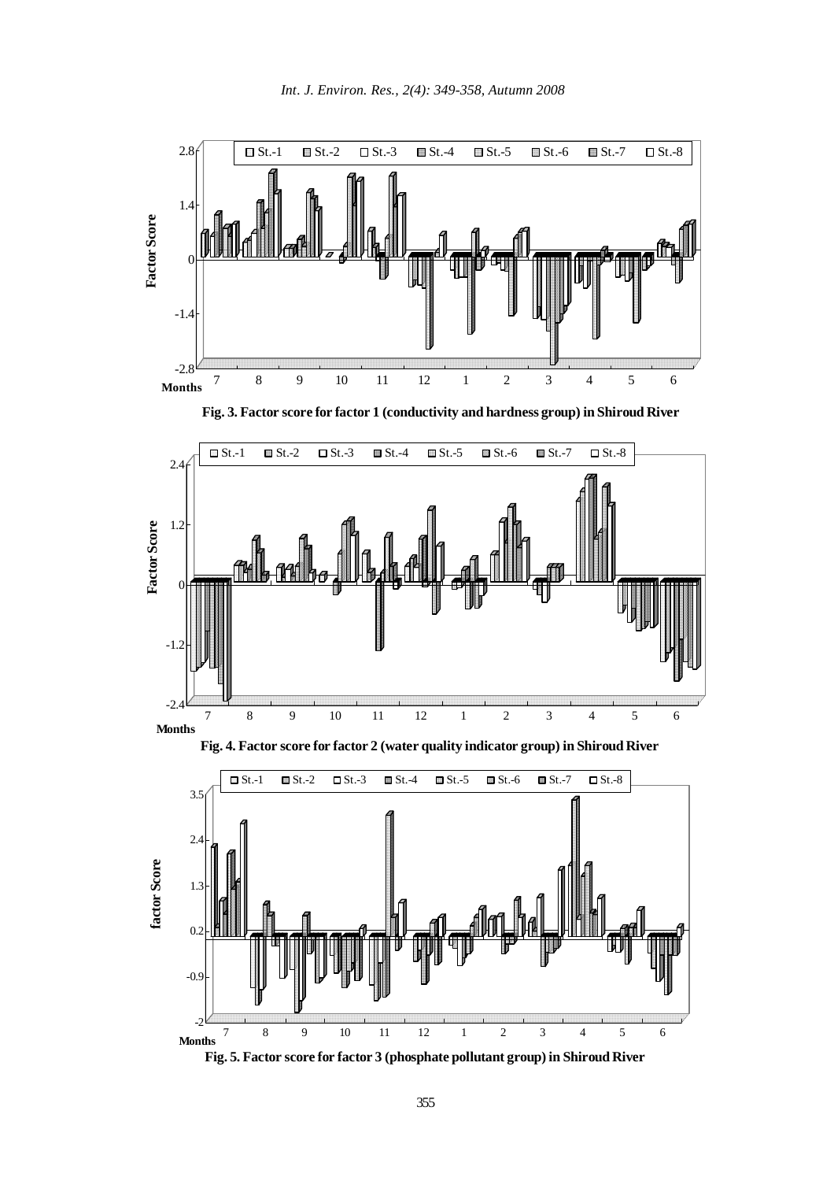Fig. 3. Factor score for factor 1 (conductivity and hardness group) in Shiroud River

Fig. 4. Factor score for factor 2 (water quality indicator group) in Shiroud River

Fig. 5. Factor score for factor 3 (phosphate pollutant group) in Shiroud River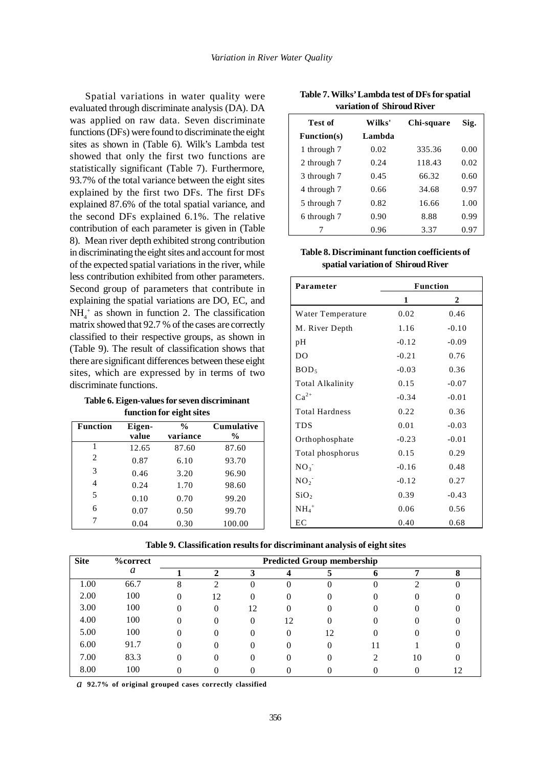Spatial variations in water quality were evaluated through discriminate analysis (DA). DA was applied on raw data. Seven discriminate functions (DFs) were found to discriminate the eight sites as shown in (Table 6). Wilk's Lambda test showed that only the first two functions are statistically significant (Table 7). Furthermore, 93.7% of the total variance between the eight sites explained by the first two DFs. The first DFs explained 87.6% of the total spatial variance, and the second DFs explained 6.1%. The relative contribution of each parameter is given in (Table 8). Mean river depth exhibited strong contribution in discriminating the eight sites and account for most of the expected spatial variations in the river, while less contribution exhibited from other parameters. Second group of parameters that contribute in explaining the spatial variations are DO, EC, and $NH_4^+$ as shown in function 2. The classification matrix showed that 92.7 % of the cases are correctly classified to their respective groups, as shown in (Table 9). The result of classification shows that there are significant differences between these eight sites, which are expressed by in terms of two discriminate functions.

**Table 6. Eigen-values for seven discriminant function for eight sites**

| Function | Eigen-value | % variance | Cumulative % |
|---|---|---|---|
| 1 | 12.65 | 87.60 | 87.60 |
| 2 | 0.87 | 6.10 | 93.70 |
| 3 | 0.46 | 3.20 | 96.90 |
| 4 | 0.24 | 1.70 | 98.60 |
| 5 | 0.10 | 0.70 | 99.20 |
| 6 | 0.07 | 0.50 | 99.70 |
| 7 | 0.04 | 0.30 | 100.00 |

**Table 7. Wilks' Lambda test of DFs for spatial variation of Shiroud River**

| Test of Function(s) | Wilks' Lambda | Chi-square | Sig. |
|---|---|---|---|
| 1 through 7 | 0.02 | 335.36 | 0.00 |
| 2 through 7 | 0.24 | 118.43 | 0.02 |
| 3 through 7 | 0.45 | 66.32 | 0.60 |
| 4 through 7 | 0.66 | 34.68 | 0.97 |
| 5 through 7 | 0.82 | 16.66 | 1.00 |
| 6 through 7 | 0.90 | 8.88 | 0.99 |
| 7 | 0.96 | 3.37 | 0.97 |

**Table 8. Discriminant function coefficients of spatial variation of Shiroud River**

| Parameter | Function | |
|---|---|---|
| | 1 | 2 |
| Water Temperature | 0.02 | 0.46 |
| M. River Depth | 1.16 | -0.10 |
| pH | -0.12 | -0.09 |
| DO | -0.21 | 0.76 |
| $BOD_5$ | -0.03 | 0.36 |
| Total Alkalinity | 0.15 | -0.07 |
| $Ca^{2+}$ | -0.34 | -0.01 |
| Total Hardness | 0.22 | 0.36 |
| TDS | 0.01 | -0.03 |
| Orthophosphate | -0.23 | -0.01 |
| Total phosphorus | 0.15 | 0.29 |
| $NO_3^-$ | -0.16 | 0.48 |
| $NO_2^-$ | -0.12 | 0.27 |
| $SiO_2$ | 0.39 | -0.43 |
| $NH_4^+$ | 0.06 | 0.56 |
| EC | 0.40 | 0.68 |

**Table 9. Classification results for discriminant analysis of eight sites**

| Site | %correct [a] | Predicted Group membership | | | | | | | |
|---|---|---|---|---|---|---|---|---|---|
| | | 1 | 2 | 3 | 4 | 5 | 6 | 7 | 8 |
| 1.00 | 66.7 | 8 | 2 | 0 | 0 | 0 | 0 | 2 | 0 |
| 2.00 | 100 | 0 | 12 | 0 | 0 | 0 | 0 | 0 | 0 |
| 3.00 | 100 | 0 | 0 | 12 | 0 | 0 | 0 | 0 | 0 |
| 4.00 | 100 | 0 | 0 | 0 | 12 | 0 | 0 | 0 | 0 |
| 5.00 | 100 | 0 | 0 | 0 | 0 | 12 | 0 | 0 | 0 |
| 6.00 | 91.7 | 0 | 0 | 0 | 0 | 0 | 11 | 1 | 0 |
| 7.00 | 83.3 | 0 | 0 | 0 | 0 | 0 | 2 | 10 | 0 |
| 8.00 | 100 | 0 | 0 | 0 | 0 | 0 | 0 | 0 | 12 |

*a* **92.7% of original grouped cases correctly classified**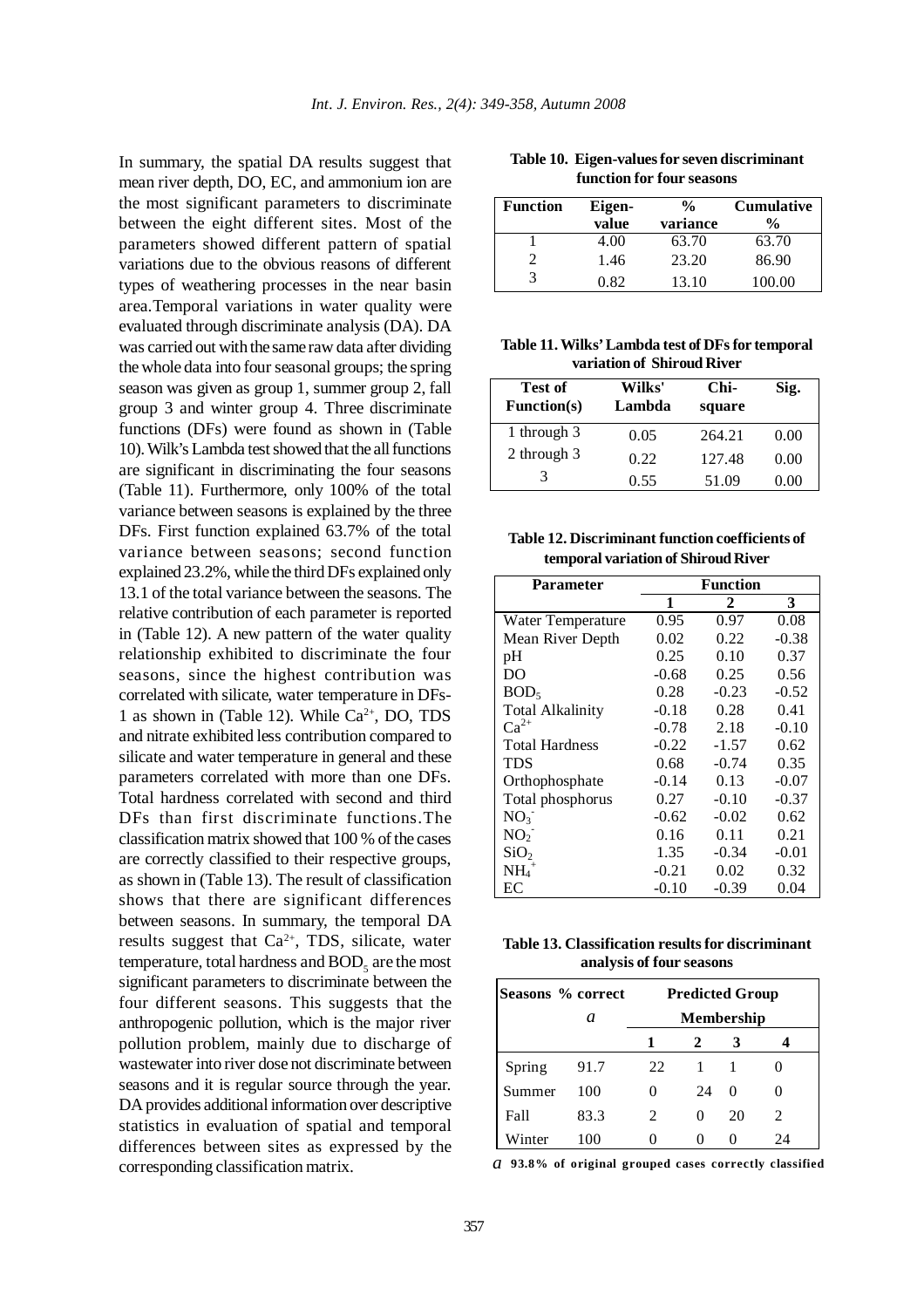In summary, the spatial DA results suggest that mean river depth, DO, EC, and ammonium ion are the most significant parameters to discriminate between the eight different sites. Most of the parameters showed different pattern of spatial variations due to the obvious reasons of different types of weathering processes in the near basin area.Temporal variations in water quality were evaluated through discriminate analysis (DA). DA was carried out with the same raw data after dividing the whole data into four seasonal groups; the spring season was given as group 1, summer group 2, fall group 3 and winter group 4. Three discriminate functions (DFs) were found as shown in (Table 10). Wilk's Lambda test showed that the all functions are significant in discriminating the four seasons (Table 11). Furthermore, only 100% of the total variance between seasons is explained by the three DFs. First function explained 63.7% of the total variance between seasons; second function explained 23.2%, while the third DFs explained only 13.1 of the total variance between the seasons. The relative contribution of each parameter is reported in (Table 12). A new pattern of the water quality relationship exhibited to discriminate the four seasons, since the highest contribution was correlated with silicate, water temperature in DFs-1 as shown in (Table 12). While $Ca^{2+}$, DO, TDS and nitrate exhibited less contribution compared to silicate and water temperature in general and these parameters correlated with more than one DFs. Total hardness correlated with second and third DFs than first discriminate functions.The classification matrix showed that 100 % of the cases are correctly classified to their respective groups, as shown in (Table 13). The result of classification shows that there are significant differences between seasons. In summary, the temporal DA results suggest that $Ca^{2+}$, TDS, silicate, water temperature, total hardness and $BOD_5$ are the most significant parameters to discriminate between the four different seasons. This suggests that the anthropogenic pollution, which is the major river pollution problem, mainly due to discharge of wastewater into river dose not discriminate between seasons and it is regular source through the year. DA provides additional information over descriptive statistics in evaluation of spatial and temporal differences between sites as expressed by the corresponding classification matrix.

**Table 10. Eigen-values for seven discriminant function for four seasons**

| Function | Eigen-value | % variance | Cumulative % |
|---|---|---|---|
| 1 | 4.00 | 63.70 | 63.70 |
| 2 | 1.46 | 23.20 | 86.90 |
| 3 | 0.82 | 13.10 | 100.00 |

**Table 11. Wilks' Lambda test of DFs for temporal variation of Shiroud River**

| Test of Function(s) | Wilks' Lambda | Chi-square | Sig. |
|---|---|---|---|
| 1 through 3 | 0.05 | 264.21 | 0.00 |
| 2 through 3 | 0.22 | 127.48 | 0.00 |
| 3 | 0.55 | 51.09 | 0.00 |

**Table 12. Discriminant function coefficients of temporal variation of Shiroud River**

| Parameter | Function | | |
|---|---|---|---|
| | 1 | 2 | 3 |
| Water Temperature | 0.95 | 0.97 | 0.08 |
| Mean River Depth | 0.02 | 0.22 | -0.38 |
| pH | 0.25 | 0.10 | 0.37 |
| DO | -0.68 | 0.25 | 0.56 |
| $BOD_5$ | 0.28 | -0.23 | -0.52 |
| Total Alkalinity | -0.18 | 0.28 | 0.41 |
| $Ca^{2+}$ | -0.78 | 2.18 | -0.10 |
| Total Hardness | -0.22 | -1.57 | 0.62 |
| TDS | 0.68 | -0.74 | 0.35 |
| Orthophosphate | -0.14 | 0.13 | -0.07 |
| Total phosphorus | 0.27 | -0.10 | -0.37 |
| $NO_3^-$ | -0.62 | -0.02 | 0.62 |
| $NO_2^-$ | 0.16 | 0.11 | 0.21 |
| $SiO_2$ | 1.35 | -0.34 | -0.01 |
| $NH_4^+$ | -0.21 | 0.02 | 0.32 |
| EC | -0.10 | -0.39 | 0.04 |

**Table 13. Classification results for discriminant analysis of four seasons**

| Seasons | % correct *a* | Predicted Group Membership | | | |
|---|---|---|---|---|---|
| | | 1 | 2 | 3 | 4 |
| Spring | 91.7 | 22 | 1 | 1 | 0 |
| Summer | 100 | 0 | 24 | 0 | 0 |
| Fall | 83.3 | 2 | 0 | 20 | 2 |
| Winter | 100 | 0 | 0 | 0 | 24 |

*a* 93.8% of original grouped cases correctly classified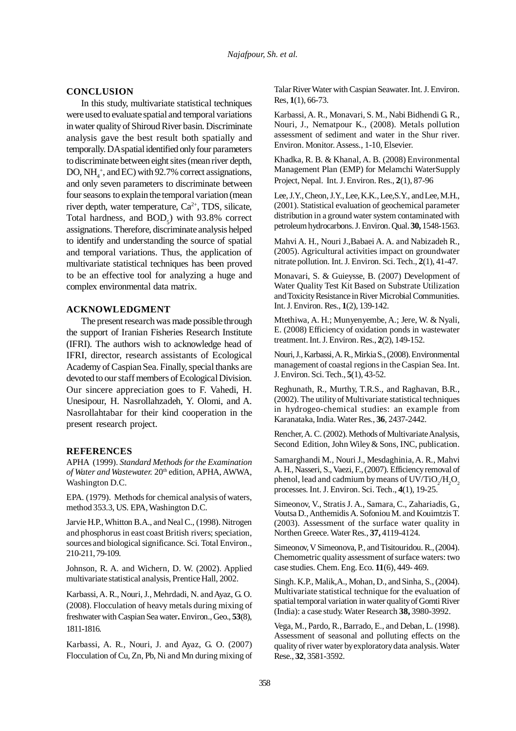## CONCLUSION

In this study, multivariate statistical techniques were used to evaluate spatial and temporal variations in water quality of Shiroud River basin. Discriminate analysis gave the best result both spatially and temporally. DA spatial identified only four parameters to discriminate between eight sites (mean river depth, DO, $NH_4^+$, and EC) with 92.7% correct assignations, and only seven parameters to discriminate between four seasons to explain the temporal variation (mean river depth, water temperature, $Ca^{2+}$, TDS, silicate, Total hardness, and $BOD_5$) with 93.8% correct assignations. Therefore, discriminate analysis helped to identify and understanding the source of spatial and temporal variations. Thus, the application of multivariate statistical techniques has been proved to be an effective tool for analyzing a huge and complex environmental data matrix.

## ACKNOWLEDGMENT

The present research was made possible through the support of Iranian Fisheries Research Institute (IFRI). The authors wish to acknowledge head of IFRI, director, research assistants of Ecological Academy of Caspian Sea. Finally, special thanks are devoted to our staff members of Ecological Division. Our sincere appreciation goes to F. Vahedi, H. Unesipour, H. Nasrollahzadeh, Y. Olomi, and A. Nasrollahtabar for their kind cooperation in the present research project.

## REFERENCES

APHA (1999). *Standard Methods for the Examination of Water and Wastewater.* 20th edition, APHA, AWWA, Washington D.C.

EPA. (1979). Methods for chemical analysis of waters, method 353.3, US. EPA, Washington D.C.

Jarvie H.P., Whitton B.A., and Neal C., (1998). Nitrogen and phosphorus in east coast British rivers; speciation, sources and biological significance. Sci. Total Environ., 210-211, 79-109.

Johnson, R. A. and Wichern, D. W. (2002). Applied multivariate statistical analysis, Prentice Hall, 2002.

Karbassi, A. R., Nouri, J., Mehrdadi, N. and Ayaz, G. O. (2008). Flocculation of heavy metals during mixing of freshwater with Caspian Sea water**.** Environ., Geo., **53**(8), 1811-1816.

Karbassi, A. R., Nouri, J. and Ayaz, G. O. (2007) Flocculation of Cu, Zn, Pb, Ni and Mn during mixing of Talar River Water with Caspian Seawater. Int. J. Environ. Res, **1**(1), 66-73.

Karbassi, A. R., Monavari, S. M., Nabi Bidhendi G. R., Nouri, J., Nematpour K., (2008). Metals pollution assessment of sediment and water in the Shur river. Environ. Monitor. Assess., 1-10, Elsevier.

Khadka, R. B. & Khanal, A. B. (2008) Environmental Management Plan (EMP) for Melamchi WaterSupply Project, Nepal. Int. J. Environ. Res., **2**(1), 87-96

Lee, J.Y., Cheon, J.Y., Lee, K.K., Lee,S.Y., and Lee, M.H., (2001). Statistical evaluation of geochemical parameter distribution in a ground water system contaminated with petroleum hydrocarbons. J. Environ. Qual. **30,** 1548-1563.

Mahvi A. H., Nouri J.,Babaei A. A. and Nabizadeh R., (2005). Agricultural activities impact on groundwater nitrate pollution. Int. J. Environ. Sci. Tech., **2**(1), 41-47.

Monavari, S. & Guieysse, B. (2007) Development of Water Quality Test Kit Based on Substrate Utilization and Toxicity Resistance in River Microbial Communities. Int. J. Environ. Res., **1**(2), 139-142.

Mtethiwa, A. H.; Munyenyembe, A.; Jere, W. & Nyali, E. (2008) Efficiency of oxidation ponds in wastewater treatment. Int. J. Environ. Res., **2**(2), 149-152.

Nouri, J., Karbassi, A. R., Mirkia S., (2008). Environmental management of coastal regions in the Caspian Sea. Int. J. Environ. Sci. Tech., **5**(1), 43-52.

Reghunath, R., Murthy, T.R.S., and Raghavan, B.R., (2002). The utility of Multivariate statistical techniques in hydrogeo-chemical studies: an example from Karanataka, India. Water Res., **36**, 2437-2442.

Rencher, A. C. (2002). Methods of Multivariate Analysis, Second Edition, John Wiley & Sons, INC, publication.

Samarghandi M., Nouri J., Mesdaghinia, A. R., Mahvi A. H., Nasseri, S., Vaezi, F., (2007). Efficiency removal of phenol, lead and cadmium by means of UV/$TiO_2$/$H_2O_2$ processes. Int. J. Environ. Sci. Tech., **4**(1), 19-25.

Simeonov, V., Stratis J. A., Samara, C., Zahariadis, G., Voutsa D., Anthemidis A. Sofoniou M. and Kouimtzis T. (2003). Assessment of the surface water quality in Northen Greece. Water Res., **37,** 4119-4124.

Simeonov, V Simeonova, P., and Tisitouridou. R., (2004). Chemometric quality assessment of surface waters: two case studies. Chem. Eng. Eco. **11**(6), 449- 469.

Singh. K.P., Malik,A., Mohan, D., and Sinha, S., (2004). Multivariate statistical technique for the evaluation of spatial temporal variation in water quality of Gomti River (India): a case study. Water Research **38,** 3980-3992.

Vega, M., Pardo, R., Barrado, E., and Deban, L. (1998). Assessment of seasonal and polluting effects on the quality of river water by exploratory data analysis. Water Rese., **32**, 3581-3592.